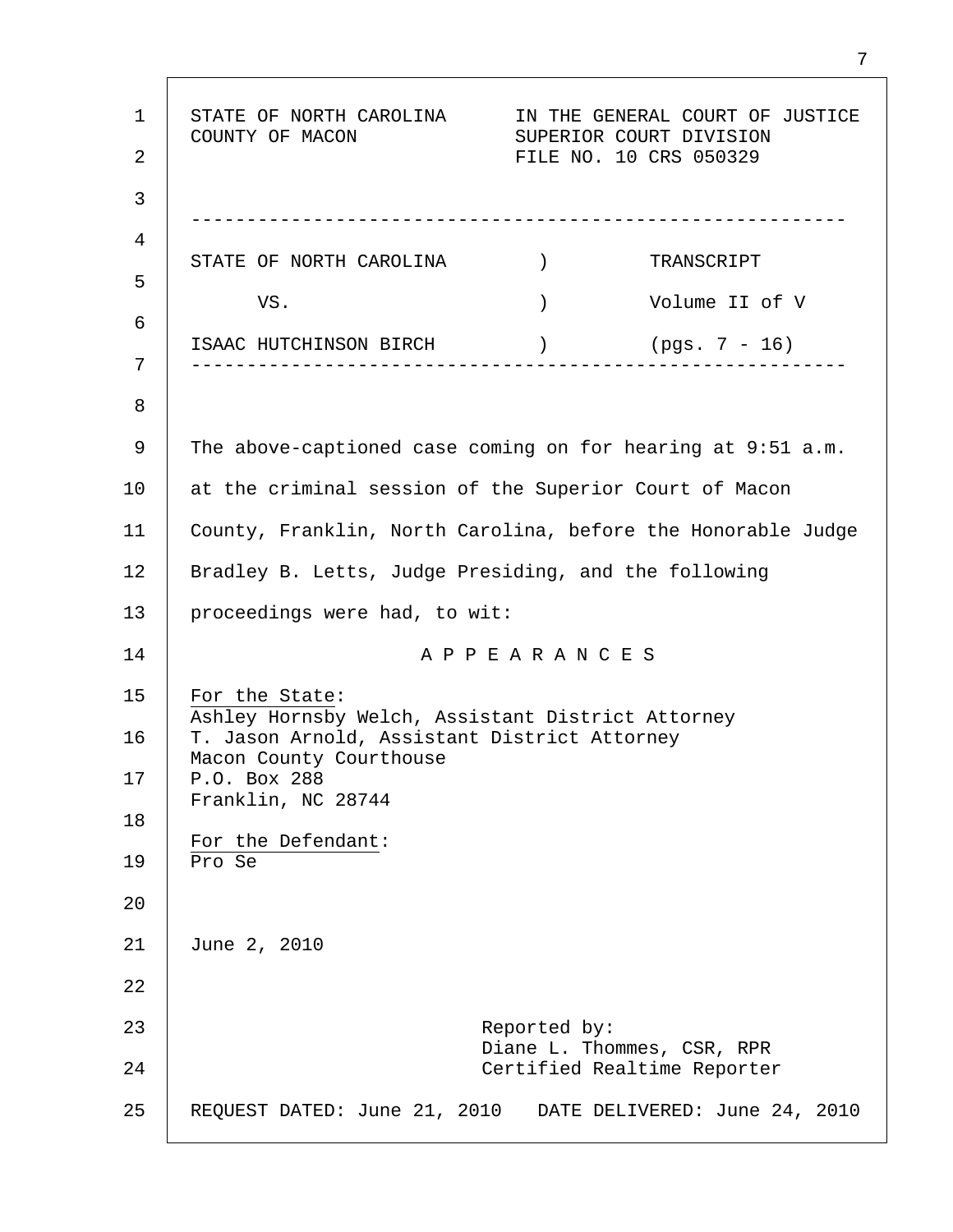STATE OF NORTH CAROLINA
COUNTY OF MACON

IN THE GENERAL COURT OF JUSTICE
SUPERIOR COURT DIVISION
FILE NO. 10 CRS 050329

---

| | | |
|---|---|---|
| STATE OF NORTH CAROLINA | ) | TRANSCRIPT |
| VS. | ) | Volume II of V |
| ISAAC HUTCHINSON BIRCH | ) | (pgs. 7 - 16) |

---

The above-captioned case coming on for hearing at 9:51 a.m. at the criminal session of the Superior Court of Macon County, Franklin, North Carolina, before the Honorable Judge Bradley B. Letts, Judge Presiding, and the following proceedings were had, to wit:

A P P E A R A N C E S

For the State:
Ashley Hornsby Welch, Assistant District Attorney
T. Jason Arnold, Assistant District Attorney
Macon County Courthouse
P.O. Box 288
Franklin, NC 28744

For the Defendant:
Pro Se

June 2, 2010

Reported by:
Diane L. Thommes, CSR, RPR
Certified Realtime Reporter

REQUEST DATED: June 21, 2010 DATE DELIVERED: June 24, 2010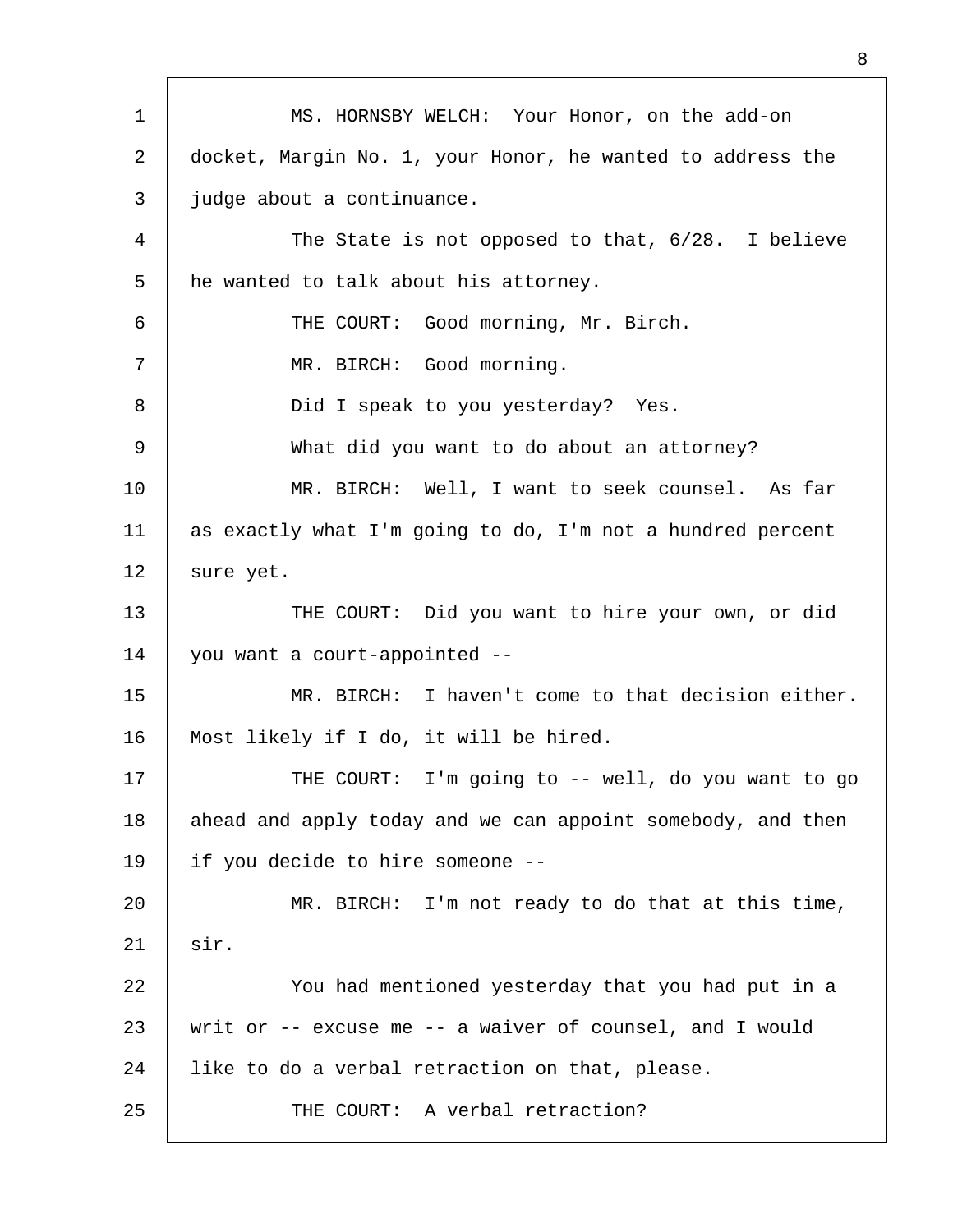MS. HORNSBY WELCH: Your Honor, on the add-on docket, Margin No. 1, your Honor, he wanted to address the judge about a continuance.

The State is not opposed to that, 6/28. I believe he wanted to talk about his attorney.

THE COURT: Good morning, Mr. Birch.

MR. BIRCH: Good morning.

Did I speak to you yesterday? Yes.

What did you want to do about an attorney?

MR. BIRCH: Well, I want to seek counsel. As far as exactly what I'm going to do, I'm not a hundred percent sure yet.

THE COURT: Did you want to hire your own, or did you want a court-appointed --

MR. BIRCH: I haven't come to that decision either. Most likely if I do, it will be hired.

THE COURT: I'm going to -- well, do you want to go ahead and apply today and we can appoint somebody, and then if you decide to hire someone --

MR. BIRCH: I'm not ready to do that at this time, sir.

You had mentioned yesterday that you had put in a writ or -- excuse me -- a waiver of counsel, and I would like to do a verbal retraction on that, please.

THE COURT: A verbal retraction?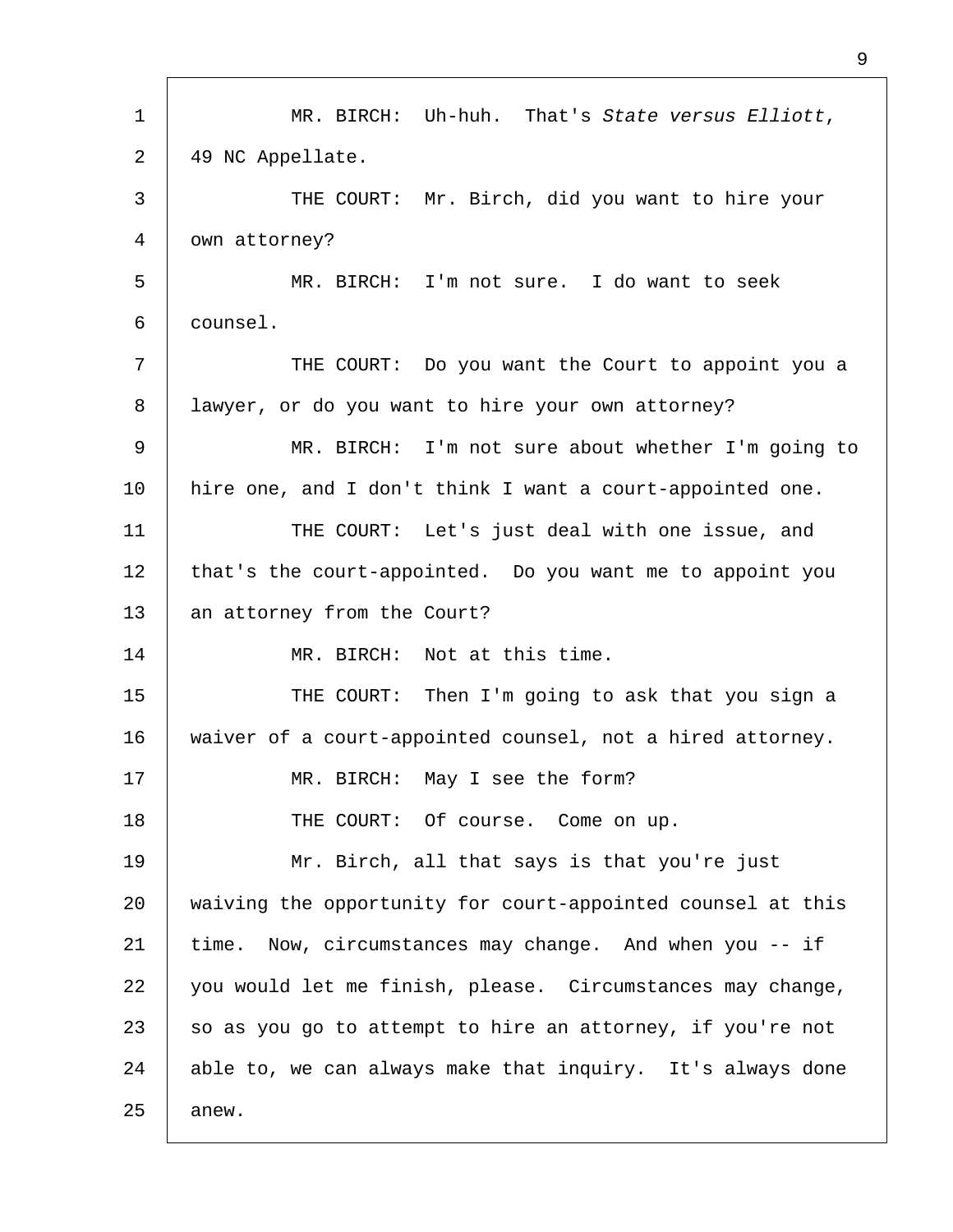MR. BIRCH: Uh-huh. That's *State versus Elliott*, 49 NC Appellate.

THE COURT: Mr. Birch, did you want to hire your own attorney?

MR. BIRCH: I'm not sure. I do want to seek counsel.

THE COURT: Do you want the Court to appoint you a lawyer, or do you want to hire your own attorney?

MR. BIRCH: I'm not sure about whether I'm going to hire one, and I don't think I want a court-appointed one.

THE COURT: Let's just deal with one issue, and that's the court-appointed. Do you want me to appoint you an attorney from the Court?

MR. BIRCH: Not at this time.

THE COURT: Then I'm going to ask that you sign a waiver of a court-appointed counsel, not a hired attorney.

MR. BIRCH: May I see the form?

THE COURT: Of course. Come on up.

Mr. Birch, all that says is that you're just waiving the opportunity for court-appointed counsel at this time. Now, circumstances may change. And when you -- if you would let me finish, please. Circumstances may change, so as you go to attempt to hire an attorney, if you're not able to, we can always make that inquiry. It's always done anew.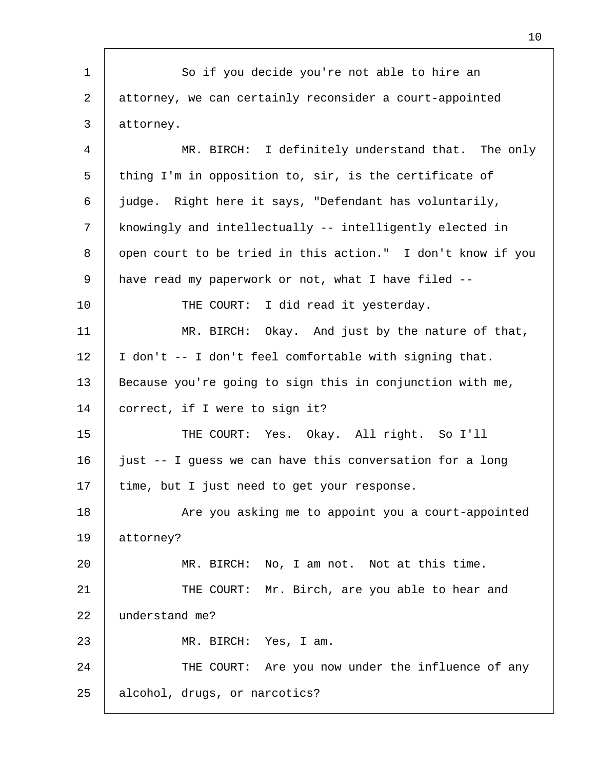So if you decide you're not able to hire an attorney, we can certainly reconsider a court-appointed attorney.

MR. BIRCH: I definitely understand that. The only thing I'm in opposition to, sir, is the certificate of judge. Right here it says, "Defendant has voluntarily, knowingly and intellectually -- intelligently elected in open court to be tried in this action." I don't know if you have read my paperwork or not, what I have filed --

THE COURT: I did read it yesterday.

MR. BIRCH: Okay. And just by the nature of that, I don't -- I don't feel comfortable with signing that. Because you're going to sign this in conjunction with me, correct, if I were to sign it?

THE COURT: Yes. Okay. All right. So I'll just -- I guess we can have this conversation for a long time, but I just need to get your response.

Are you asking me to appoint you a court-appointed attorney?

MR. BIRCH: No, I am not. Not at this time.

THE COURT: Mr. Birch, are you able to hear and understand me?

MR. BIRCH: Yes, I am.

THE COURT: Are you now under the influence of any alcohol, drugs, or narcotics?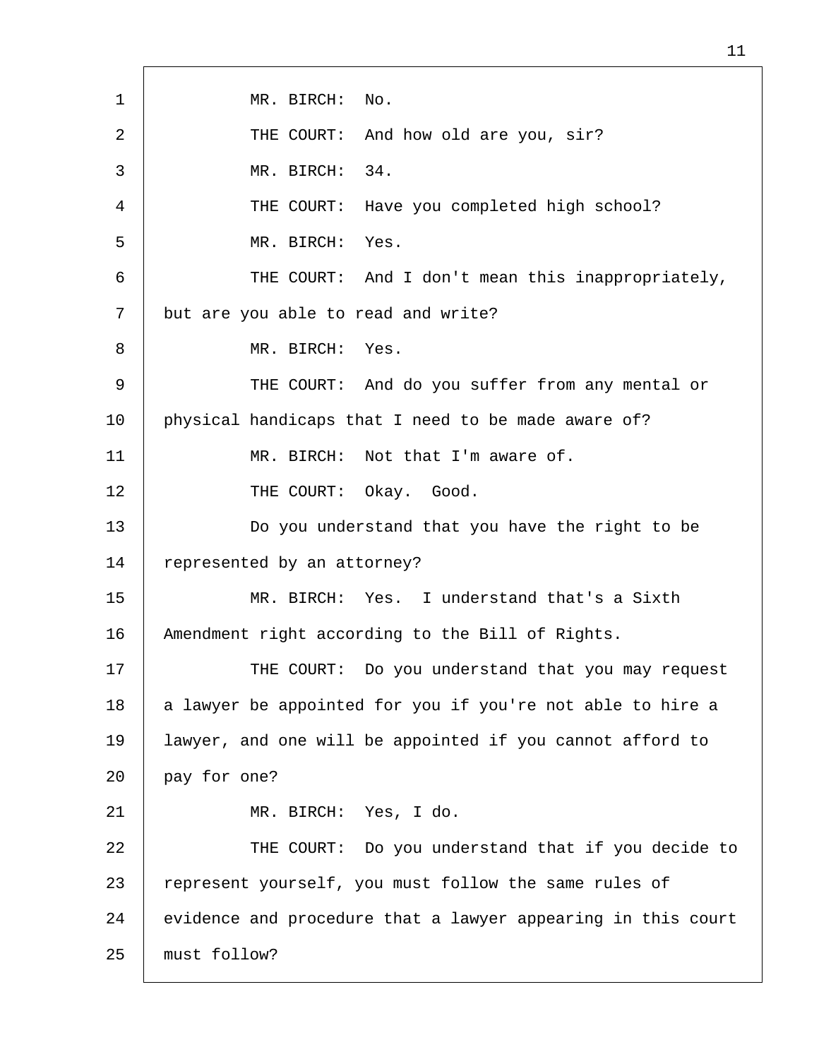MR. BIRCH: No.

THE COURT: And how old are you, sir?

MR. BIRCH: 34.

THE COURT: Have you completed high school?

MR. BIRCH: Yes.

THE COURT: And I don't mean this inappropriately, but are you able to read and write?

MR. BIRCH: Yes.

THE COURT: And do you suffer from any mental or physical handicaps that I need to be made aware of?

MR. BIRCH: Not that I'm aware of.

THE COURT: Okay. Good.

Do you understand that you have the right to be represented by an attorney?

MR. BIRCH: Yes. I understand that's a Sixth Amendment right according to the Bill of Rights.

THE COURT: Do you understand that you may request a lawyer be appointed for you if you're not able to hire a lawyer, and one will be appointed if you cannot afford to pay for one?

MR. BIRCH: Yes, I do.

THE COURT: Do you understand that if you decide to represent yourself, you must follow the same rules of evidence and procedure that a lawyer appearing in this court must follow?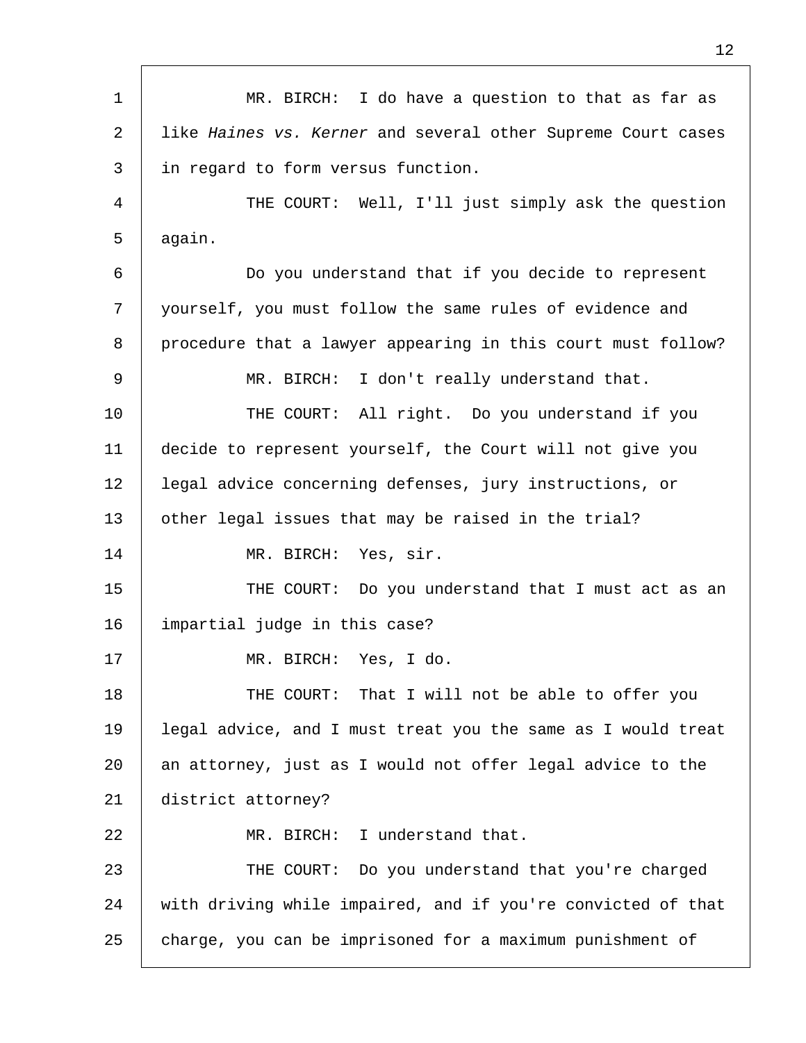MR. BIRCH: I do have a question to that as far as like *Haines vs. Kerner* and several other Supreme Court cases in regard to form versus function.

THE COURT: Well, I'll just simply ask the question again.

Do you understand that if you decide to represent yourself, you must follow the same rules of evidence and procedure that a lawyer appearing in this court must follow?

MR. BIRCH: I don't really understand that.

THE COURT: All right. Do you understand if you decide to represent yourself, the Court will not give you legal advice concerning defenses, jury instructions, or other legal issues that may be raised in the trial?

MR. BIRCH: Yes, sir.

THE COURT: Do you understand that I must act as an impartial judge in this case?

MR. BIRCH: Yes, I do.

THE COURT: That I will not be able to offer you legal advice, and I must treat you the same as I would treat an attorney, just as I would not offer legal advice to the district attorney?

MR. BIRCH: I understand that.

THE COURT: Do you understand that you're charged with driving while impaired, and if you're convicted of that charge, you can be imprisoned for a maximum punishment of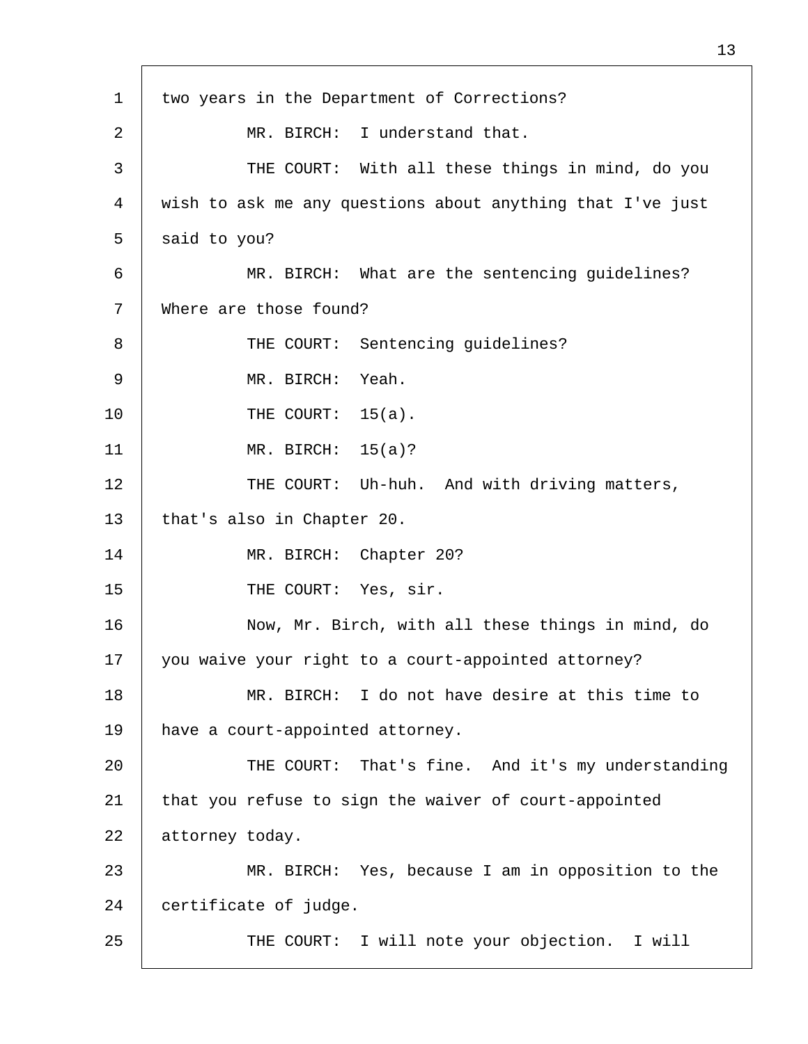two years in the Department of Corrections?

MR. BIRCH: I understand that.

THE COURT: With all these things in mind, do you wish to ask me any questions about anything that I've just said to you?

MR. BIRCH: What are the sentencing guidelines? Where are those found?

THE COURT: Sentencing guidelines?

MR. BIRCH: Yeah.

THE COURT: 15(a).

MR. BIRCH: 15(a)?

THE COURT: Uh-huh. And with driving matters, that's also in Chapter 20.

MR. BIRCH: Chapter 20?

THE COURT: Yes, sir.

Now, Mr. Birch, with all these things in mind, do you waive your right to a court-appointed attorney?

MR. BIRCH: I do not have desire at this time to have a court-appointed attorney.

THE COURT: That's fine. And it's my understanding that you refuse to sign the waiver of court-appointed attorney today.

MR. BIRCH: Yes, because I am in opposition to the certificate of judge.

THE COURT: I will note your objection. I will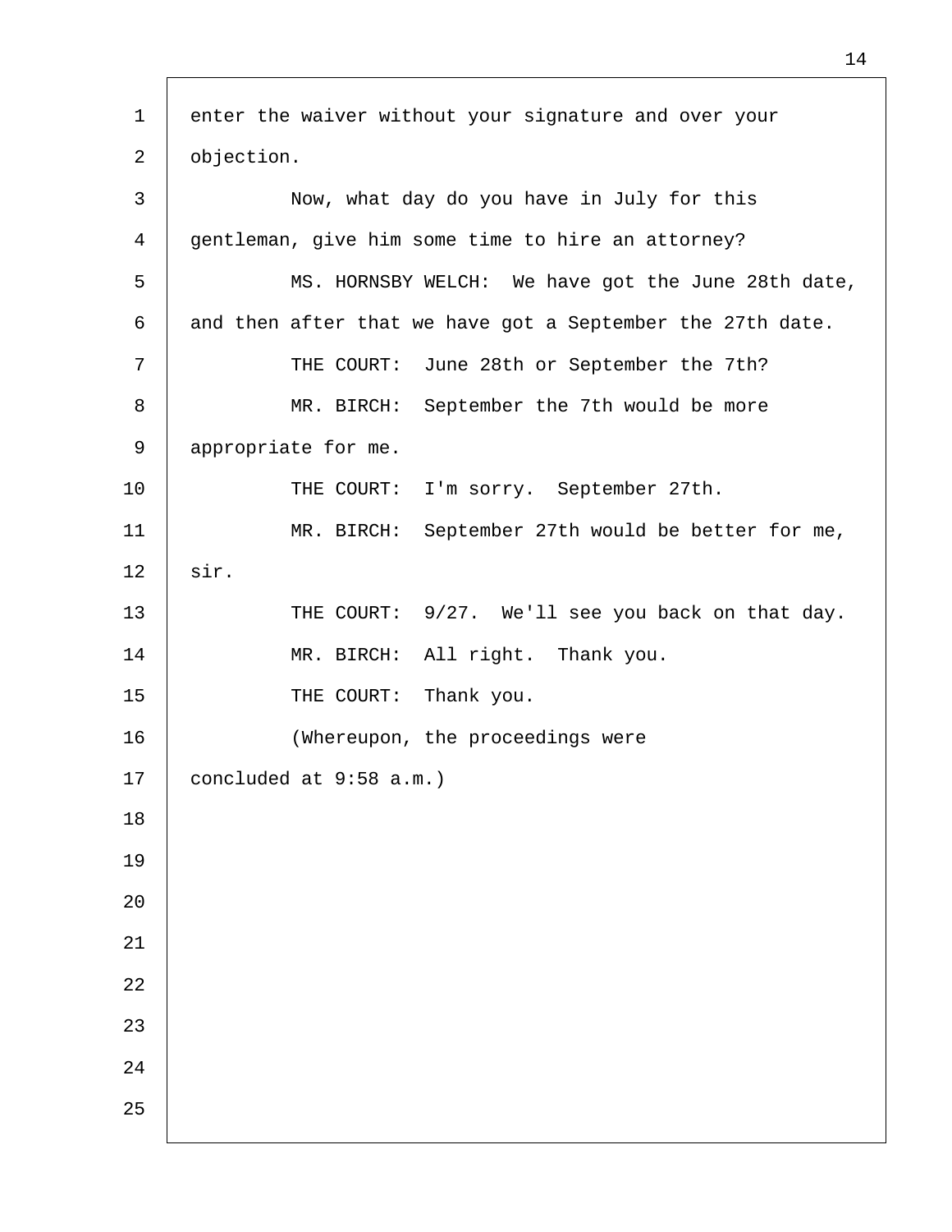enter the waiver without your signature and over your objection.

Now, what day do you have in July for this gentleman, give him some time to hire an attorney?

MS. HORNSBY WELCH: We have got the June 28th date, and then after that we have got a September the 27th date.

THE COURT: June 28th or September the 7th?

MR. BIRCH: September the 7th would be more appropriate for me.

THE COURT: I'm sorry. September 27th.

MR. BIRCH: September 27th would be better for me, sir.

THE COURT: 9/27. We'll see you back on that day.

MR. BIRCH: All right. Thank you.

THE COURT: Thank you.

(Whereupon, the proceedings were concluded at 9:58 a.m.)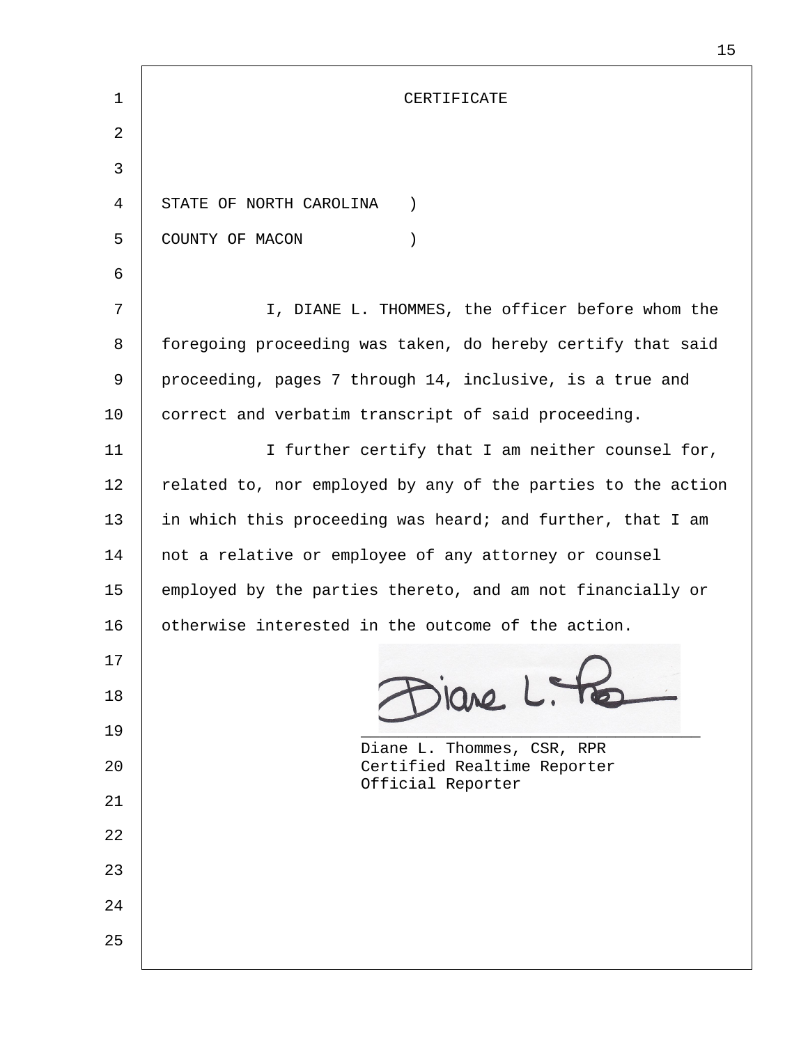# CERTIFICATE

STATE OF NORTH CAROLINA )
COUNTY OF MACON )

I, DIANE L. THOMMES, the officer before whom the foregoing proceeding was taken, do hereby certify that said proceeding, pages 7 through 14, inclusive, is a true and correct and verbatim transcript of said proceeding.

I further certify that I am neither counsel for, related to, nor employed by any of the parties to the action in which this proceeding was heard; and further, that I am not a relative or employee of any attorney or counsel employed by the parties thereto, and am not financially or otherwise interested in the outcome of the action.

Diane L. Thommes, CSR, RPR
Certified Realtime Reporter
Official Reporter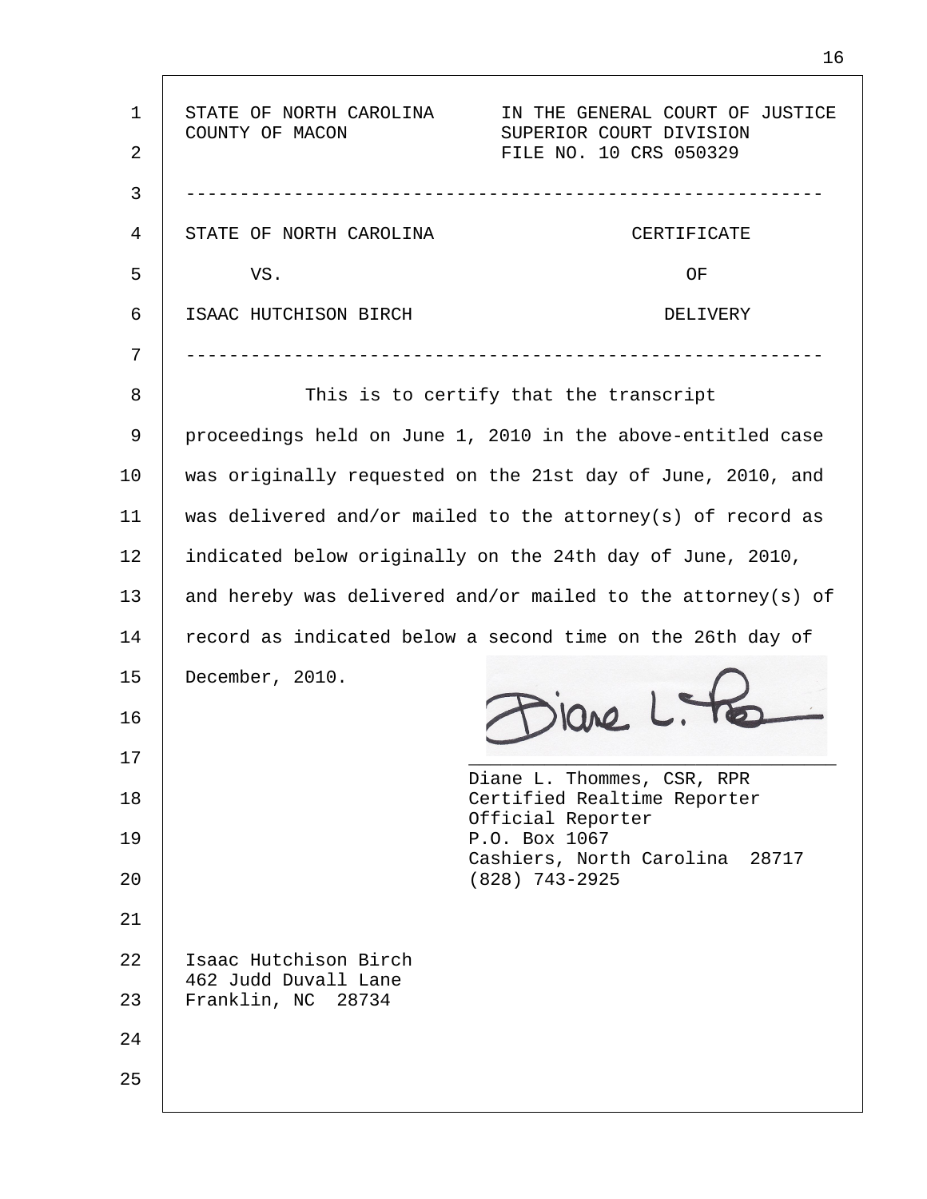STATE OF NORTH CAROLINA
COUNTY OF MACON

IN THE GENERAL COURT OF JUSTICE
SUPERIOR COURT DIVISION
FILE NO. 10 CRS 050329

---

STATE OF NORTH CAROLINA

VS.

ISAAC HUTCHISON BIRCH

CERTIFICATE OF DELIVERY

---

This is to certify that the transcript proceedings held on June 1, 2010 in the above-entitled case was originally requested on the 21st day of June, 2010, and was delivered and/or mailed to the attorney(s) of record as indicated below originally on the 24th day of June, 2010, and hereby was delivered and/or mailed to the attorney(s) of record as indicated below a second time on the 26th day of December, 2010.

Diane L. Thommes, CSR, RPR
Certified Realtime Reporter
Official Reporter
P.O. Box 1067
Cashiers, North Carolina 28717
(828) 743-2925

Isaac Hutchison Birch
462 Judd Duvall Lane
Franklin, NC 28734